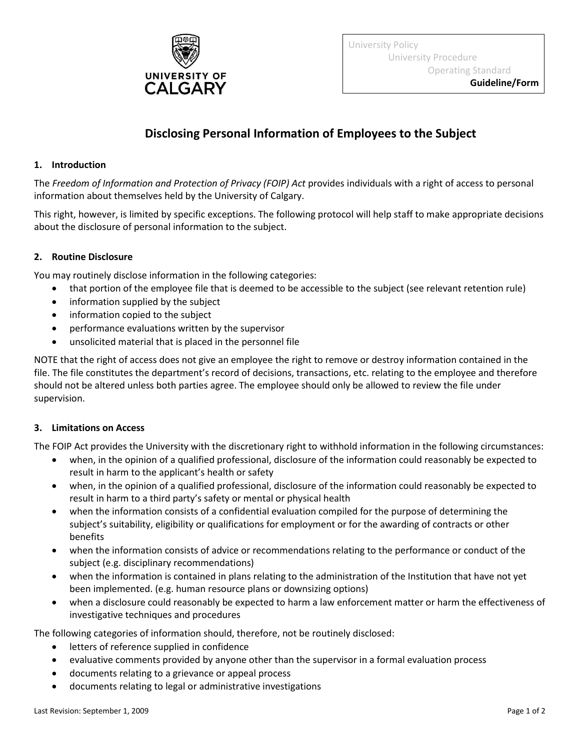University Policy
University Procedure
Operating Standard
**Guideline/Form**

# Disclosing Personal Information of Employees to the Subject

## 1. Introduction

The *Freedom of Information and Protection of Privacy (FOIP) Act* provides individuals with a right of access to personal information about themselves held by the University of Calgary.

This right, however, is limited by specific exceptions. The following protocol will help staff to make appropriate decisions about the disclosure of personal information to the subject.

## 2. Routine Disclosure

You may routinely disclose information in the following categories:

- that portion of the employee file that is deemed to be accessible to the subject (see relevant retention rule)
- information supplied by the subject
- information copied to the subject
- performance evaluations written by the supervisor
- unsolicited material that is placed in the personnel file

NOTE that the right of access does not give an employee the right to remove or destroy information contained in the file. The file constitutes the department's record of decisions, transactions, etc. relating to the employee and therefore should not be altered unless both parties agree. The employee should only be allowed to review the file under supervision.

## 3. Limitations on Access

The FOIP Act provides the University with the discretionary right to withhold information in the following circumstances:

- when, in the opinion of a qualified professional, disclosure of the information could reasonably be expected to result in harm to the applicant's health or safety
- when, in the opinion of a qualified professional, disclosure of the information could reasonably be expected to result in harm to a third party's safety or mental or physical health
- when the information consists of a confidential evaluation compiled for the purpose of determining the subject's suitability, eligibility or qualifications for employment or for the awarding of contracts or other benefits
- when the information consists of advice or recommendations relating to the performance or conduct of the subject (e.g. disciplinary recommendations)
- when the information is contained in plans relating to the administration of the Institution that have not yet been implemented. (e.g. human resource plans or downsizing options)
- when a disclosure could reasonably be expected to harm a law enforcement matter or harm the effectiveness of investigative techniques and procedures

The following categories of information should, therefore, not be routinely disclosed:

- letters of reference supplied in confidence
- evaluative comments provided by anyone other than the supervisor in a formal evaluation process
- documents relating to a grievance or appeal process
- documents relating to legal or administrative investigations

Last Revision: September 1, 2009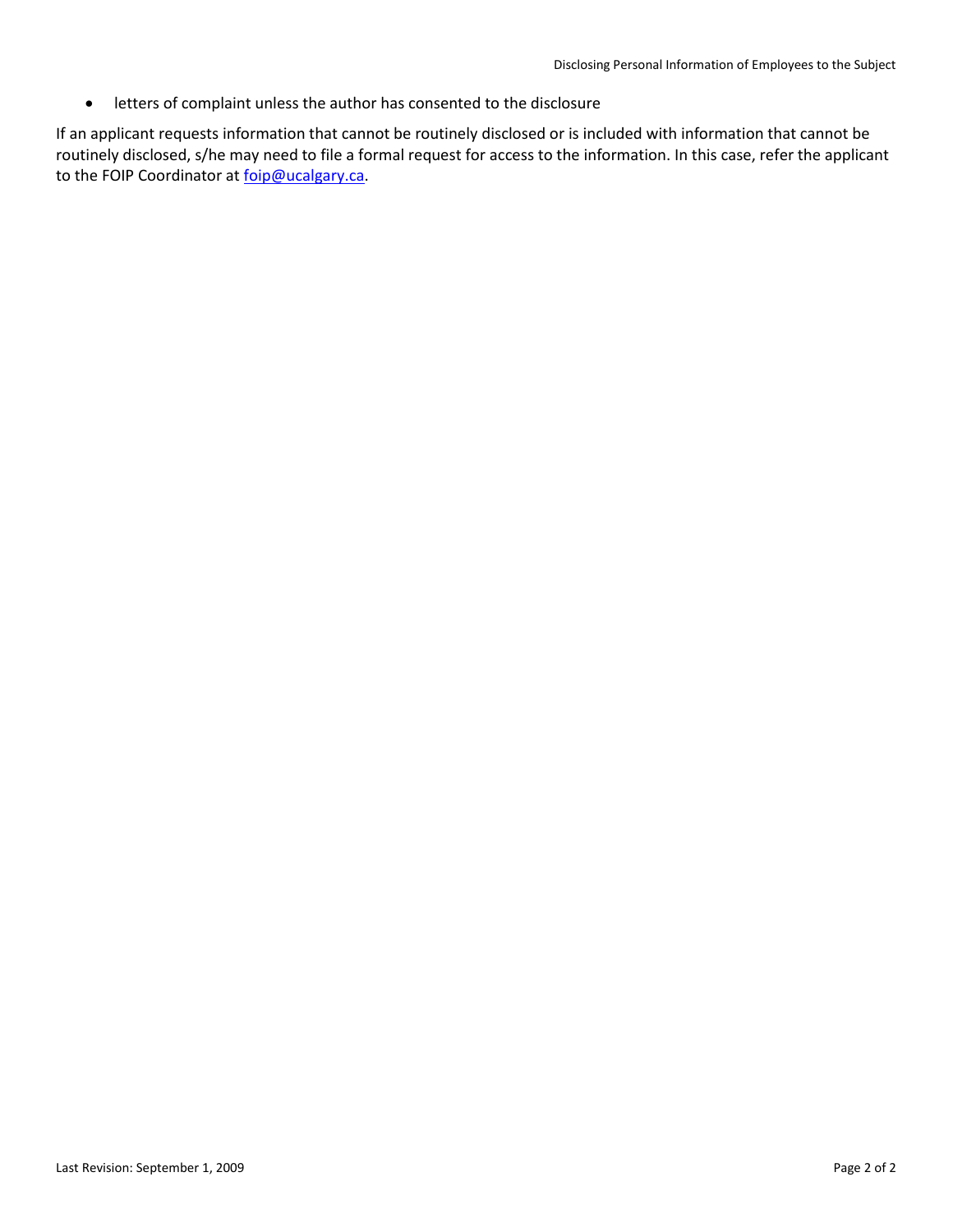- letters of complaint unless the author has consented to the disclosure

If an applicant requests information that cannot be routinely disclosed or is included with information that cannot be routinely disclosed, s/he may need to file a formal request for access to the information. In this case, refer the applicant to the FOIP Coordinator at foip@ucalgary.ca.

Last Revision: September 1, 2009